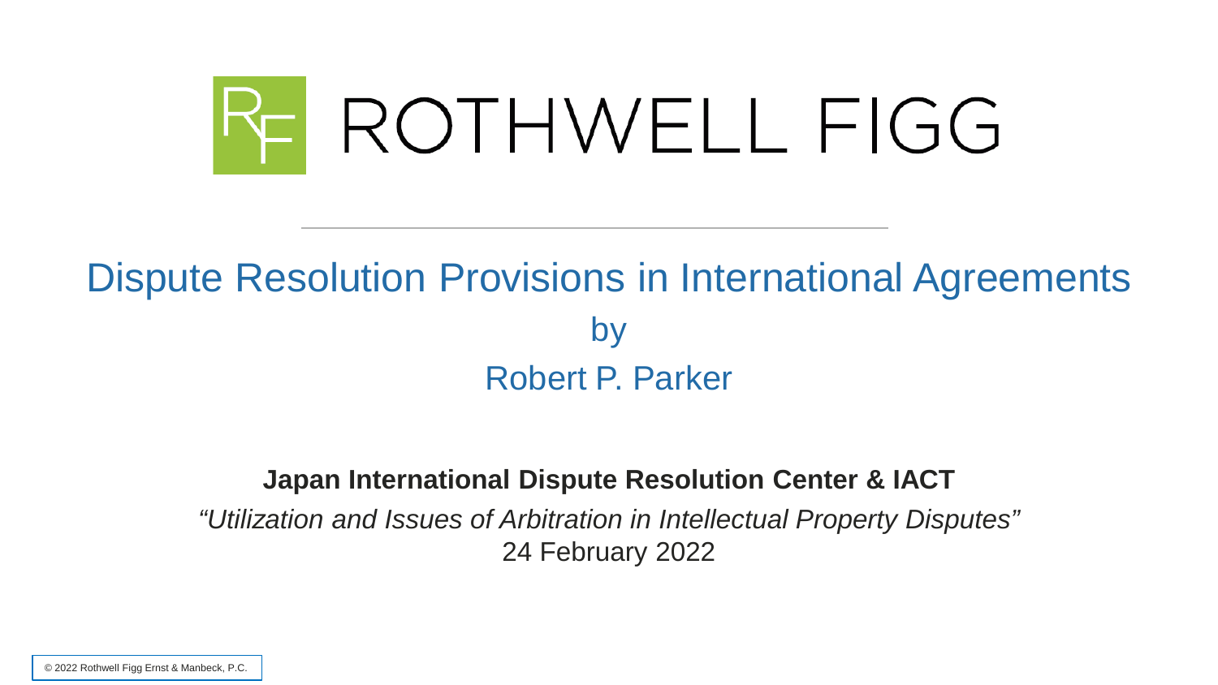ROTHWELL FIGG

# Dispute Resolution Provisions in International Agreements

by

Robert P. Parker

**Japan International Dispute Resolution Center & IACT**

*"Utilization and Issues of Arbitration in Intellectual Property Disputes"*

24 February 2022

© 2022 Rothwell Figg Ernst & Manbeck, P.C.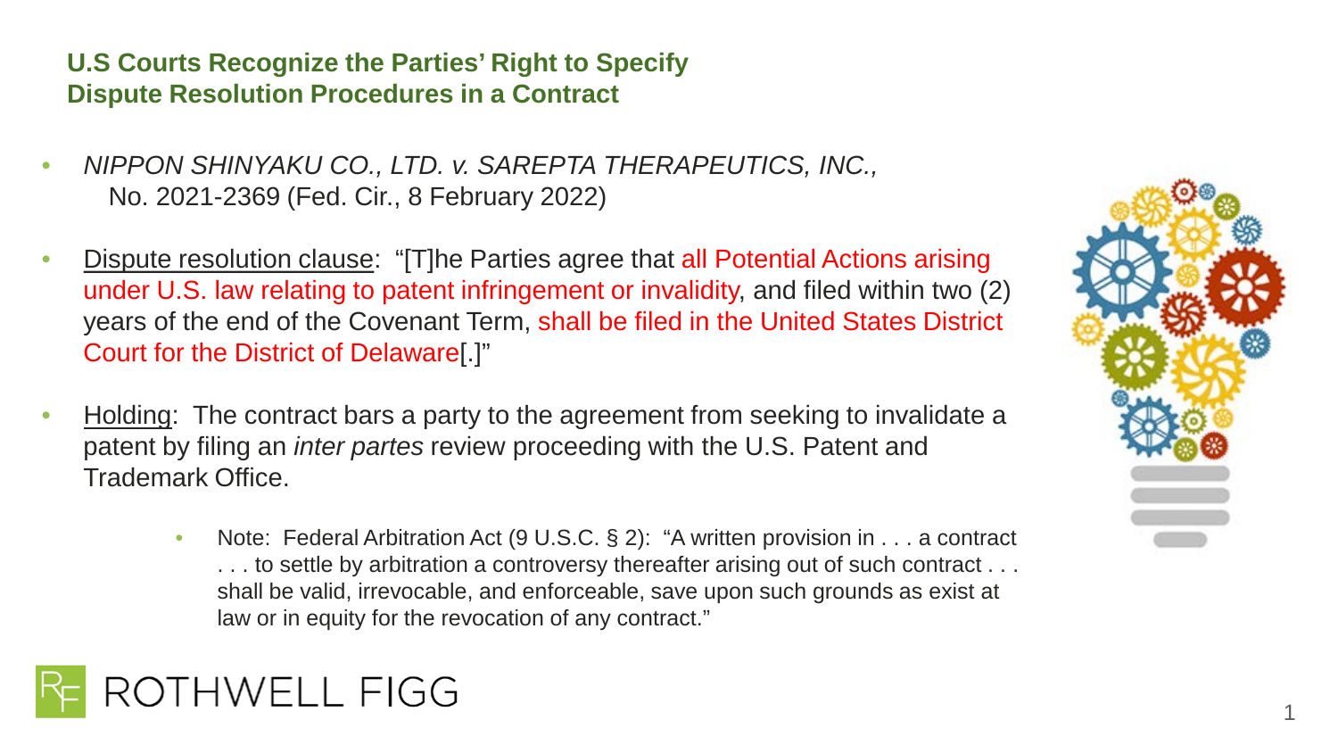## U.S Courts Recognize the Parties' Right to Specify Dispute Resolution Procedures in a Contract

- *NIPPON SHINYAKU CO., LTD. v. SAREPTA THERAPEUTICS, INC.,* No. 2021-2369 (Fed. Cir., 8 February 2022)
- Dispute resolution clause: "[T]he Parties agree that all Potential Actions arising under U.S. law relating to patent infringement or invalidity, and filed within two (2) years of the end of the Covenant Term, shall be filed in the United States District Court for the District of Delaware[.]"
- Holding: The contract bars a party to the agreement from seeking to invalidate a patent by filing an *inter partes* review proceeding with the U.S. Patent and Trademark Office.
  - Note: Federal Arbitration Act (9 U.S.C. § 2): "A written provision in . . . a contract . . . to settle by arbitration a controversy thereafter arising out of such contract . . . shall be valid, irrevocable, and enforceable, save upon such grounds as exist at law or in equity for the revocation of any contract."

ROTHWELL FIGG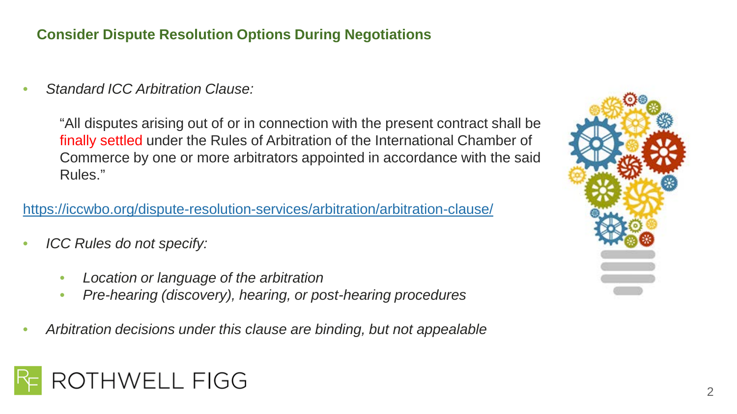## Consider Dispute Resolution Options During Negotiations

- *Standard ICC Arbitration Clause:*

  "All disputes arising out of or in connection with the present contract shall be finally settled under the Rules of Arbitration of the International Chamber of Commerce by one or more arbitrators appointed in accordance with the said Rules."

https://iccwbo.org/dispute-resolution-services/arbitration/arbitration-clause/

- *ICC Rules do not specify:*
  - *Location or language of the arbitration*
  - *Pre-hearing (discovery), hearing, or post-hearing procedures*
- *Arbitration decisions under this clause are binding, but not appealable*

ROTHWELL FIGG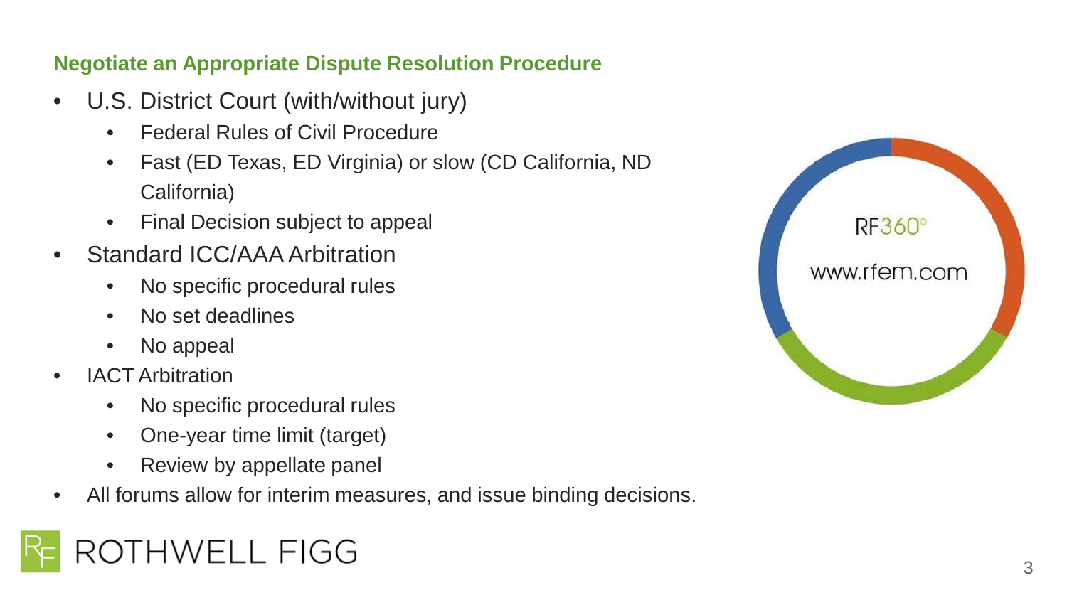## Negotiate an Appropriate Dispute Resolution Procedure

- U.S. District Court (with/without jury)
  - Federal Rules of Civil Procedure
  - Fast (ED Texas, ED Virginia) or slow (CD California, ND California)
  - Final Decision subject to appeal
- Standard ICC/AAA Arbitration
  - No specific procedural rules
  - No set deadlines
  - No appeal
- IACT Arbitration
  - No specific procedural rules
  - One-year time limit (target)
  - Review by appellate panel
- All forums allow for interim measures, and issue binding decisions.

RF360°

www.rfem.com

ROTHWELL FIGG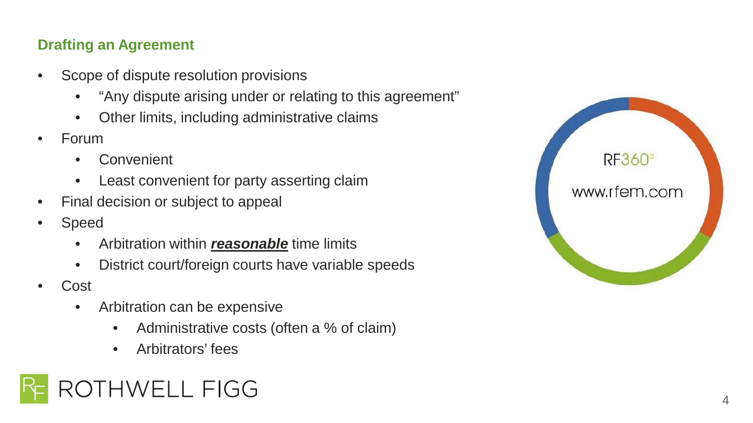## Drafting an Agreement

- Scope of dispute resolution provisions
  - "Any dispute arising under or relating to this agreement"
  - Other limits, including administrative claims
- Forum
  - Convenient
  - Least convenient for party asserting claim
- Final decision or subject to appeal
- Speed
  - Arbitration within ***reasonable*** time limits
  - District court/foreign courts have variable speeds
- Cost
  - Arbitration can be expensive
    - Administrative costs (often a % of claim)
    - Arbitrators' fees

RF360°

www.rfem.com

ROTHWELL FIGG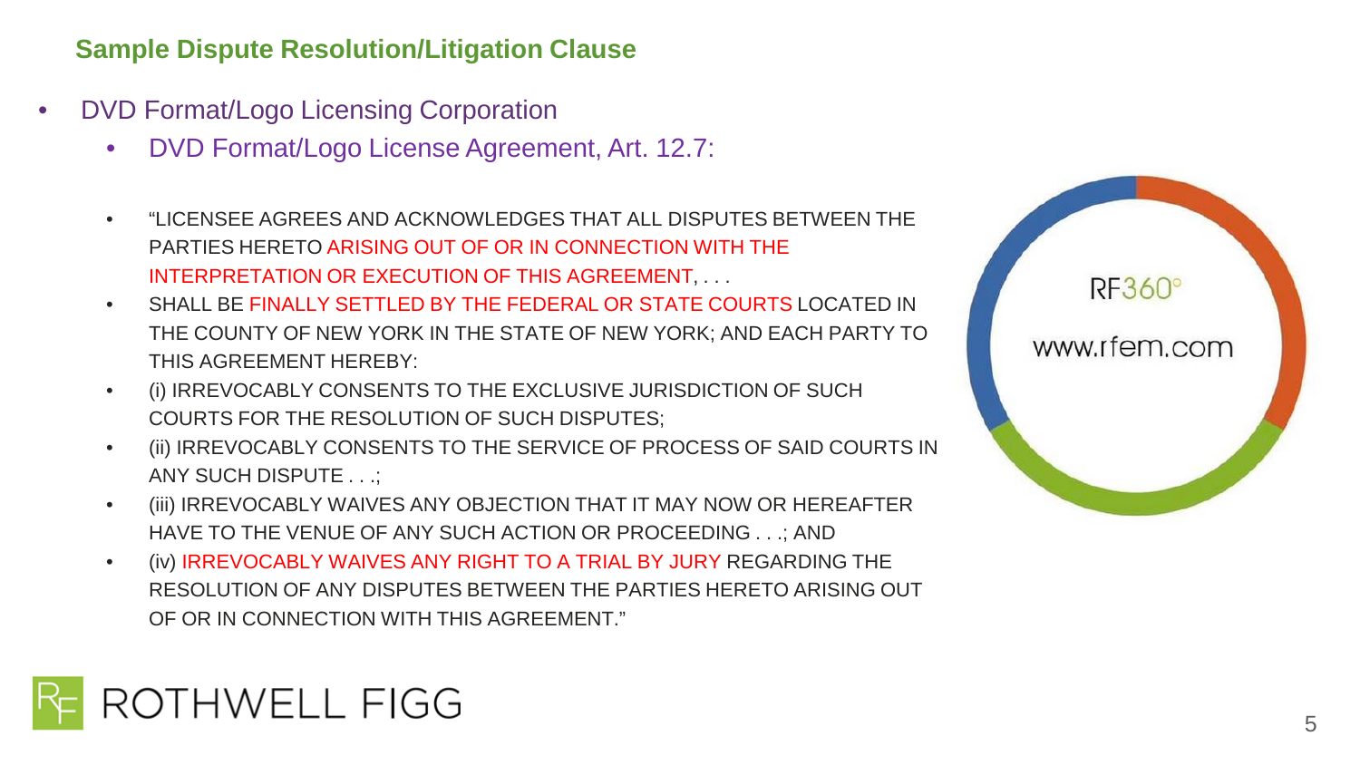## Sample Dispute Resolution/Litigation Clause

- DVD Format/Logo Licensing Corporation
  - DVD Format/Logo License Agreement, Art. 12.7:
  - "LICENSEE AGREES AND ACKNOWLEDGES THAT ALL DISPUTES BETWEEN THE PARTIES HERETO ARISING OUT OF OR IN CONNECTION WITH THE INTERPRETATION OR EXECUTION OF THIS AGREEMENT, . . .
  - SHALL BE FINALLY SETTLED BY THE FEDERAL OR STATE COURTS LOCATED IN THE COUNTY OF NEW YORK IN THE STATE OF NEW YORK; AND EACH PARTY TO THIS AGREEMENT HEREBY:
  - (i) IRREVOCABLY CONSENTS TO THE EXCLUSIVE JURISDICTION OF SUCH COURTS FOR THE RESOLUTION OF SUCH DISPUTES;
  - (ii) IRREVOCABLY CONSENTS TO THE SERVICE OF PROCESS OF SAID COURTS IN ANY SUCH DISPUTE . . .;
  - (iii) IRREVOCABLY WAIVES ANY OBJECTION THAT IT MAY NOW OR HEREAFTER HAVE TO THE VENUE OF ANY SUCH ACTION OR PROCEEDING . . .; AND
  - (iv) IRREVOCABLY WAIVES ANY RIGHT TO A TRIAL BY JURY REGARDING THE RESOLUTION OF ANY DISPUTES BETWEEN THE PARTIES HERETO ARISING OUT OF OR IN CONNECTION WITH THIS AGREEMENT."

RF360°

www.rfem.com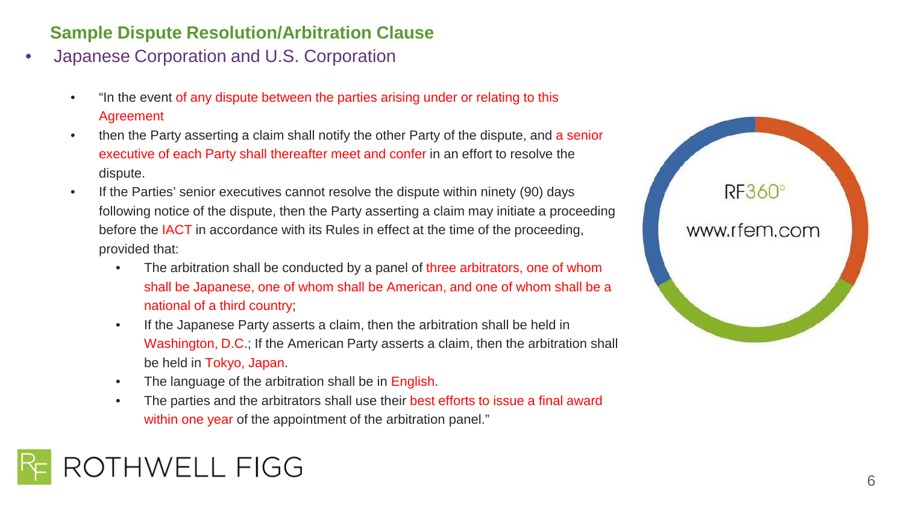## Sample Dispute Resolution/Arbitration Clause

- Japanese Corporation and U.S. Corporation
  - "In the event of any dispute between the parties arising under or relating to this Agreement
  - then the Party asserting a claim shall notify the other Party of the dispute, and a senior executive of each Party shall thereafter meet and confer in an effort to resolve the dispute.
  - If the Parties' senior executives cannot resolve the dispute within ninety (90) days following notice of the dispute, then the Party asserting a claim may initiate a proceeding before the IACT in accordance with its Rules in effect at the time of the proceeding, provided that:
    - The arbitration shall be conducted by a panel of three arbitrators, one of whom shall be Japanese, one of whom shall be American, and one of whom shall be a national of a third country;
    - If the Japanese Party asserts a claim, then the arbitration shall be held in Washington, D.C.; If the American Party asserts a claim, then the arbitration shall be held in Tokyo, Japan.
    - The language of the arbitration shall be in English.
    - The parties and the arbitrators shall use their best efforts to issue a final award within one year of the appointment of the arbitration panel."

RF360°

www.rfem.com

ROTHWELL FIGG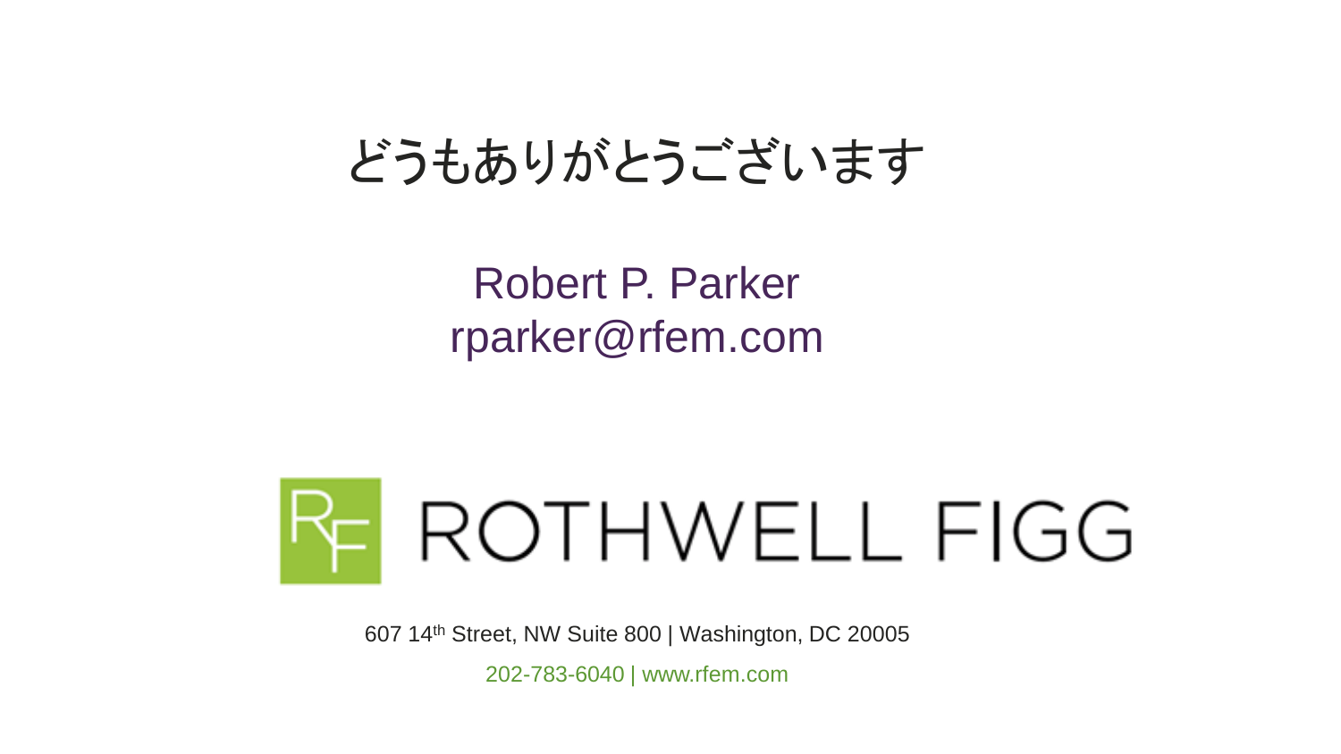# どうもありがとうございます

Robert P. Parker
rparker@rfem.com

ROTHWELL FIGG

607 14th Street, NW Suite 800 | Washington, DC 20005

202-783-6040 | www.rfem.com